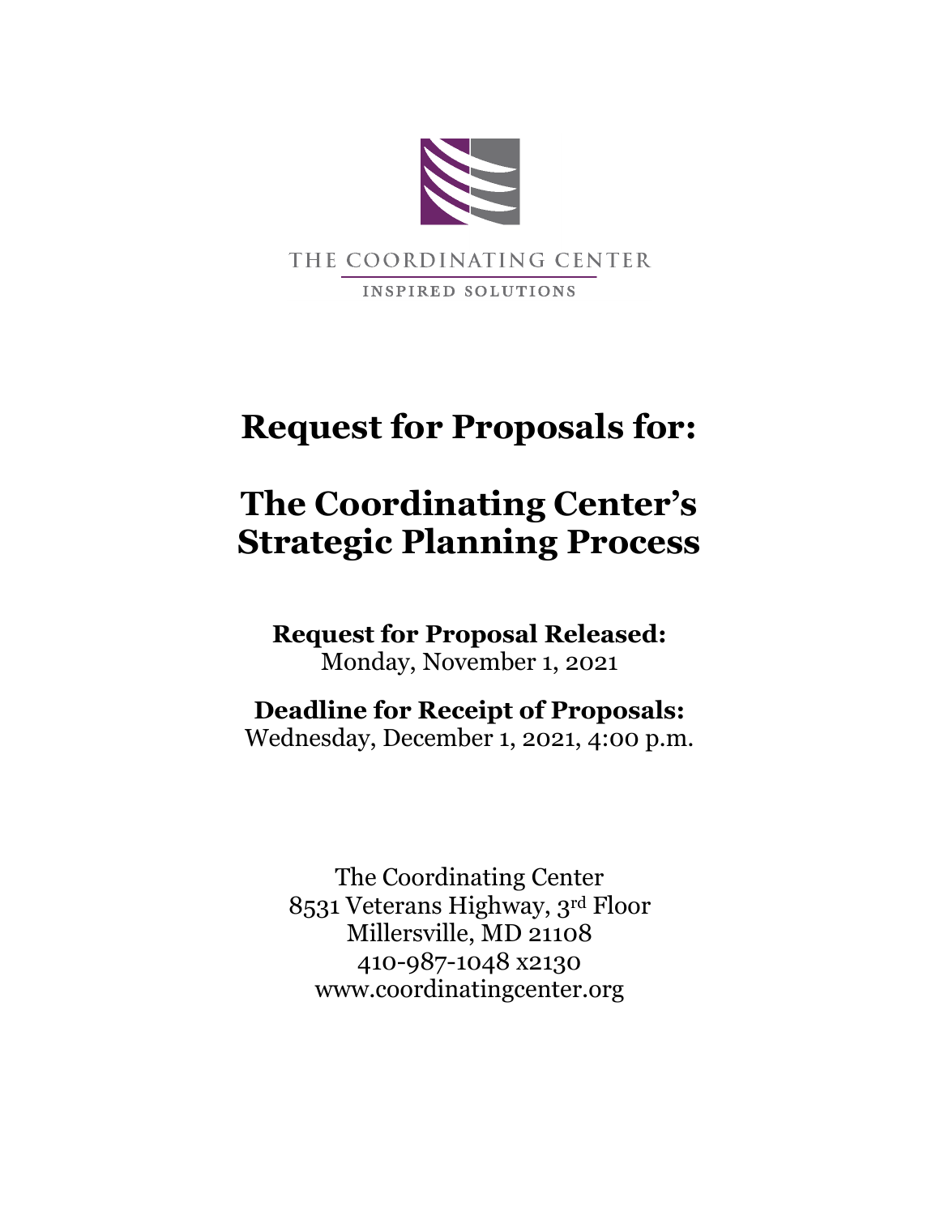THE COORDINATING CENTER

INSPIRED SOLUTIONS

# Request for Proposals for:

# The Coordinating Center's Strategic Planning Process

**Request for Proposal Released:**
Monday, November 1, 2021

**Deadline for Receipt of Proposals:**
Wednesday, December 1, 2021, 4:00 p.m.

The Coordinating Center
8531 Veterans Highway, 3rd Floor
Millersville, MD 21108
410-987-1048 x2130
www.coordinatingcenter.org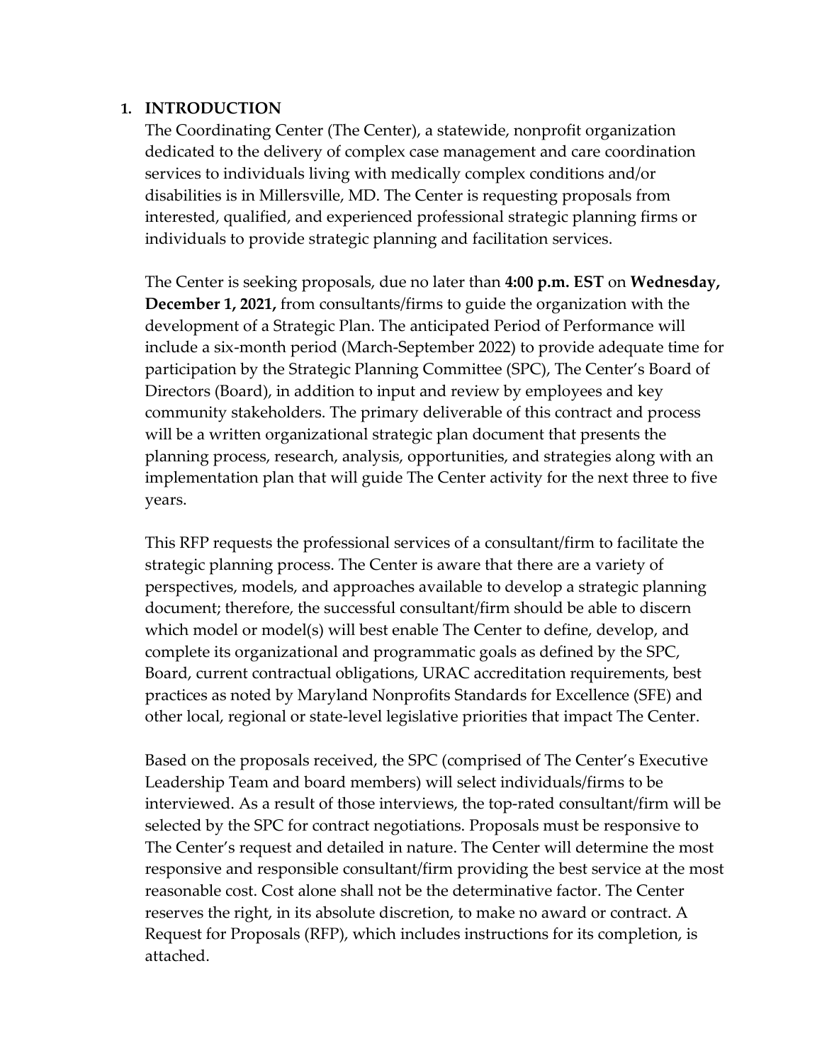## 1. INTRODUCTION

The Coordinating Center (The Center), a statewide, nonprofit organization dedicated to the delivery of complex case management and care coordination services to individuals living with medically complex conditions and/or disabilities is in Millersville, MD. The Center is requesting proposals from interested, qualified, and experienced professional strategic planning firms or individuals to provide strategic planning and facilitation services.

The Center is seeking proposals, due no later than **4:00 p.m. EST** on **Wednesday, December 1, 2021,** from consultants/firms to guide the organization with the development of a Strategic Plan. The anticipated Period of Performance will include a six-month period (March-September 2022) to provide adequate time for participation by the Strategic Planning Committee (SPC), The Center's Board of Directors (Board), in addition to input and review by employees and key community stakeholders. The primary deliverable of this contract and process will be a written organizational strategic plan document that presents the planning process, research, analysis, opportunities, and strategies along with an implementation plan that will guide The Center activity for the next three to five years.

This RFP requests the professional services of a consultant/firm to facilitate the strategic planning process. The Center is aware that there are a variety of perspectives, models, and approaches available to develop a strategic planning document; therefore, the successful consultant/firm should be able to discern which model or model(s) will best enable The Center to define, develop, and complete its organizational and programmatic goals as defined by the SPC, Board, current contractual obligations, URAC accreditation requirements, best practices as noted by Maryland Nonprofits Standards for Excellence (SFE) and other local, regional or state-level legislative priorities that impact The Center.

Based on the proposals received, the SPC (comprised of The Center's Executive Leadership Team and board members) will select individuals/firms to be interviewed. As a result of those interviews, the top-rated consultant/firm will be selected by the SPC for contract negotiations. Proposals must be responsive to The Center's request and detailed in nature. The Center will determine the most responsive and responsible consultant/firm providing the best service at the most reasonable cost. Cost alone shall not be the determinative factor. The Center reserves the right, in its absolute discretion, to make no award or contract. A Request for Proposals (RFP), which includes instructions for its completion, is attached.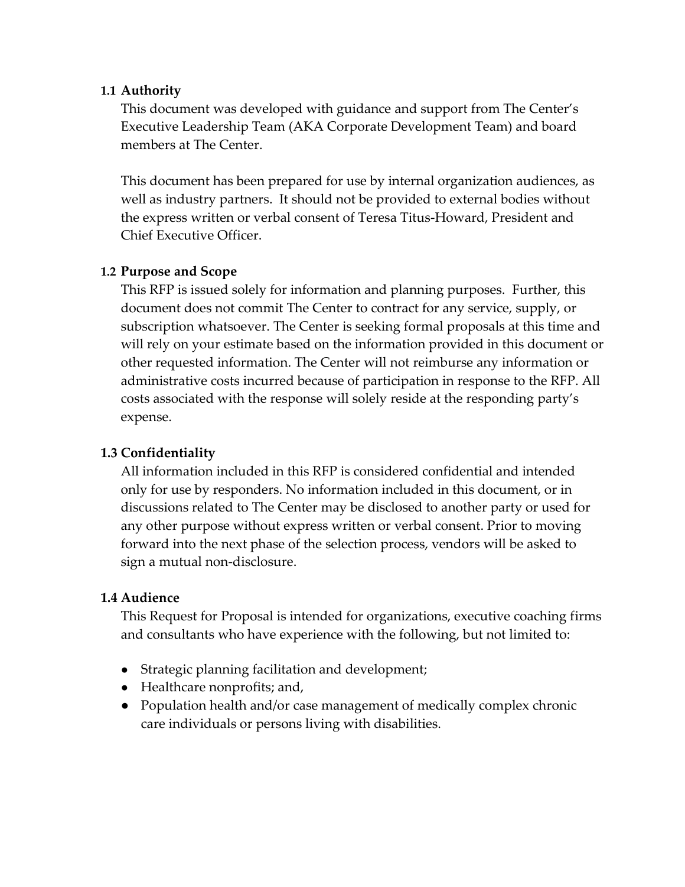### 1.1 Authority

This document was developed with guidance and support from The Center's Executive Leadership Team (AKA Corporate Development Team) and board members at The Center.

This document has been prepared for use by internal organization audiences, as well as industry partners. It should not be provided to external bodies without the express written or verbal consent of Teresa Titus-Howard, President and Chief Executive Officer.

### 1.2 Purpose and Scope

This RFP is issued solely for information and planning purposes. Further, this document does not commit The Center to contract for any service, supply, or subscription whatsoever. The Center is seeking formal proposals at this time and will rely on your estimate based on the information provided in this document or other requested information. The Center will not reimburse any information or administrative costs incurred because of participation in response to the RFP. All costs associated with the response will solely reside at the responding party's expense.

### 1.3 Confidentiality

All information included in this RFP is considered confidential and intended only for use by responders. No information included in this document, or in discussions related to The Center may be disclosed to another party or used for any other purpose without express written or verbal consent. Prior to moving forward into the next phase of the selection process, vendors will be asked to sign a mutual non-disclosure.

### 1.4 Audience

This Request for Proposal is intended for organizations, executive coaching firms and consultants who have experience with the following, but not limited to:

- Strategic planning facilitation and development;
- Healthcare nonprofits; and,
- Population health and/or case management of medically complex chronic care individuals or persons living with disabilities.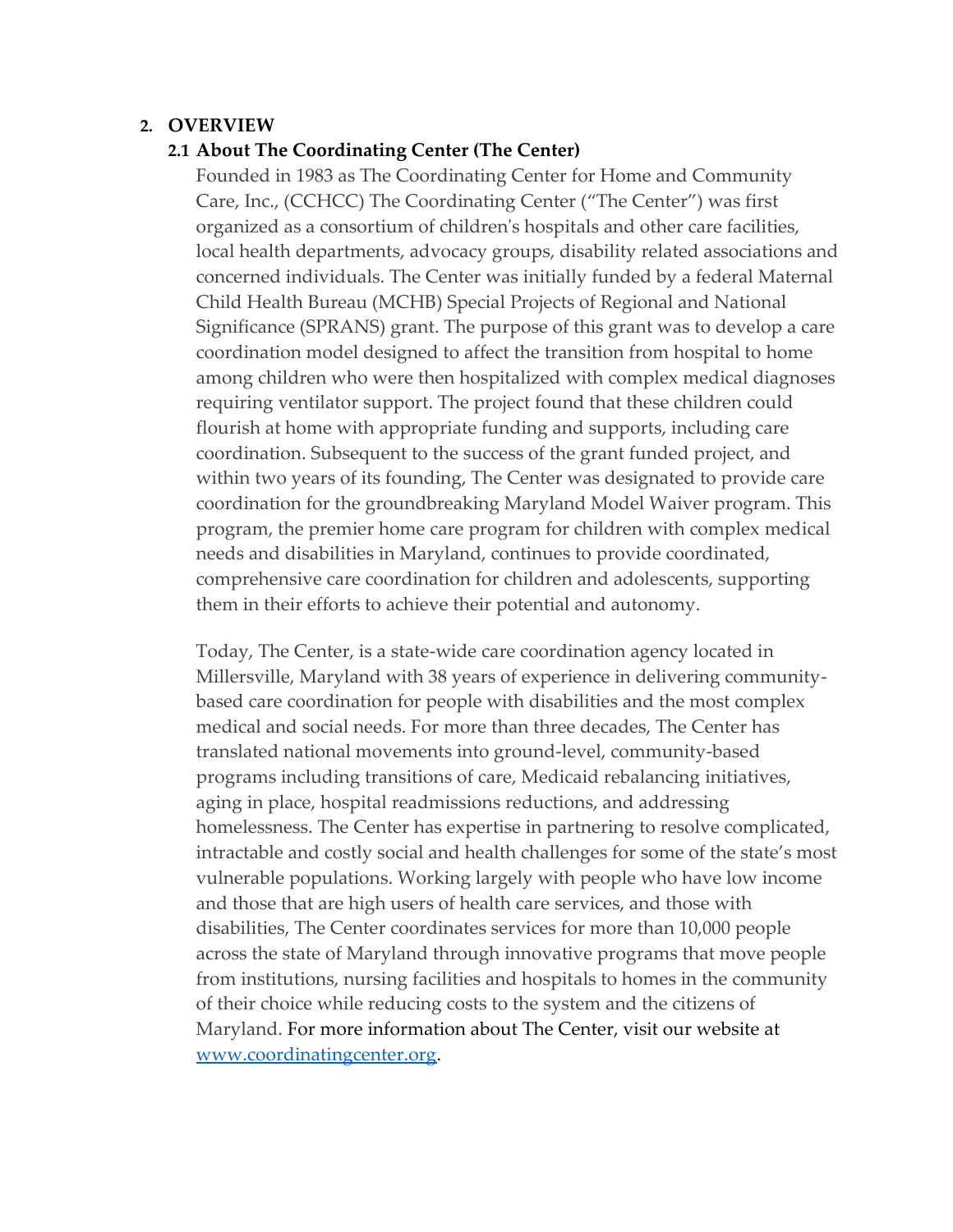## 2. OVERVIEW

### 2.1 About The Coordinating Center (The Center)

Founded in 1983 as The Coordinating Center for Home and Community Care, Inc., (CCHCC) The Coordinating Center ("The Center") was first organized as a consortium of children's hospitals and other care facilities, local health departments, advocacy groups, disability related associations and concerned individuals. The Center was initially funded by a federal Maternal Child Health Bureau (MCHB) Special Projects of Regional and National Significance (SPRANS) grant. The purpose of this grant was to develop a care coordination model designed to affect the transition from hospital to home among children who were then hospitalized with complex medical diagnoses requiring ventilator support. The project found that these children could flourish at home with appropriate funding and supports, including care coordination. Subsequent to the success of the grant funded project, and within two years of its founding, The Center was designated to provide care coordination for the groundbreaking Maryland Model Waiver program. This program, the premier home care program for children with complex medical needs and disabilities in Maryland, continues to provide coordinated, comprehensive care coordination for children and adolescents, supporting them in their efforts to achieve their potential and autonomy.

Today, The Center, is a state-wide care coordination agency located in Millersville, Maryland with 38 years of experience in delivering community-based care coordination for people with disabilities and the most complex medical and social needs. For more than three decades, The Center has translated national movements into ground-level, community-based programs including transitions of care, Medicaid rebalancing initiatives, aging in place, hospital readmissions reductions, and addressing homelessness. The Center has expertise in partnering to resolve complicated, intractable and costly social and health challenges for some of the state's most vulnerable populations. Working largely with people who have low income and those that are high users of health care services, and those with disabilities, The Center coordinates services for more than 10,000 people across the state of Maryland through innovative programs that move people from institutions, nursing facilities and hospitals to homes in the community of their choice while reducing costs to the system and the citizens of Maryland. For more information about The Center, visit our website at [www.coordinatingcenter.org](http://www.coordinatingcenter.org).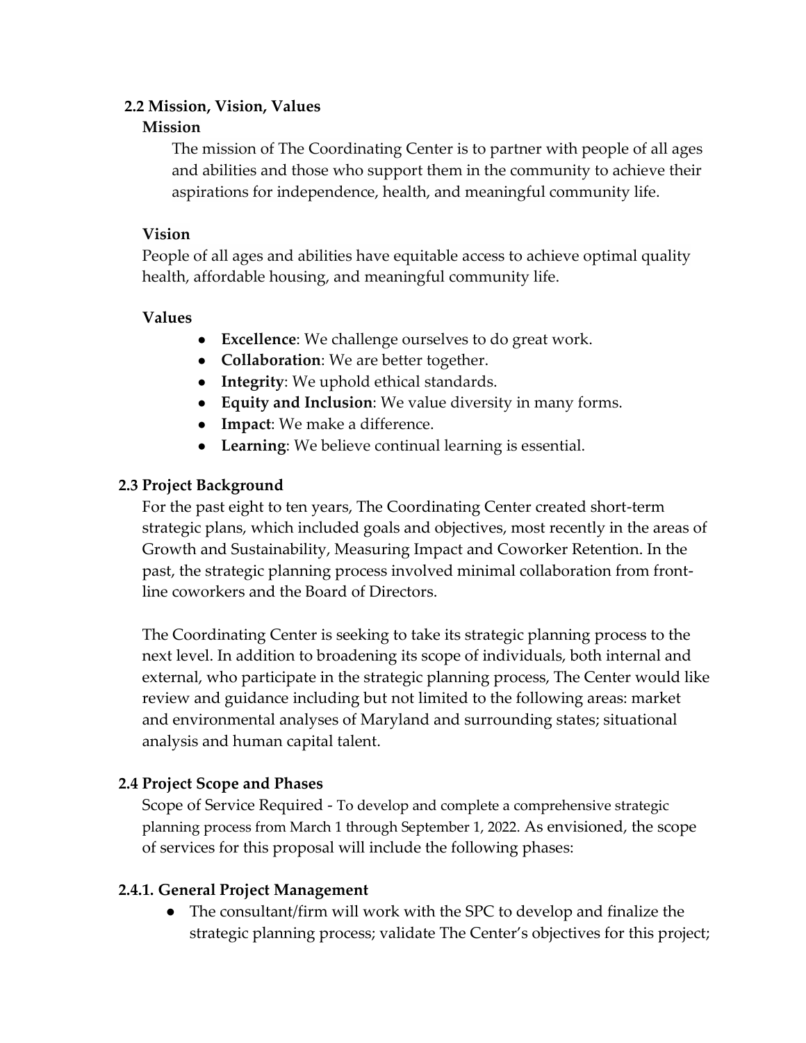## 2.2 Mission, Vision, Values

### Mission

The mission of The Coordinating Center is to partner with people of all ages and abilities and those who support them in the community to achieve their aspirations for independence, health, and meaningful community life.

### Vision

People of all ages and abilities have equitable access to achieve optimal quality health, affordable housing, and meaningful community life.

### Values

- **Excellence**: We challenge ourselves to do great work.
- **Collaboration**: We are better together.
- **Integrity**: We uphold ethical standards.
- **Equity and Inclusion**: We value diversity in many forms.
- **Impact**: We make a difference.
- **Learning**: We believe continual learning is essential.

## 2.3 Project Background

For the past eight to ten years, The Coordinating Center created short-term strategic plans, which included goals and objectives, most recently in the areas of Growth and Sustainability, Measuring Impact and Coworker Retention. In the past, the strategic planning process involved minimal collaboration from front-line coworkers and the Board of Directors.

The Coordinating Center is seeking to take its strategic planning process to the next level. In addition to broadening its scope of individuals, both internal and external, who participate in the strategic planning process, The Center would like review and guidance including but not limited to the following areas: market and environmental analyses of Maryland and surrounding states; situational analysis and human capital talent.

## 2.4 Project Scope and Phases

Scope of Service Required - To develop and complete a comprehensive strategic planning process from March 1 through September 1, 2022. As envisioned, the scope of services for this proposal will include the following phases:

### 2.4.1. General Project Management

- The consultant/firm will work with the SPC to develop and finalize the strategic planning process; validate The Center's objectives for this project;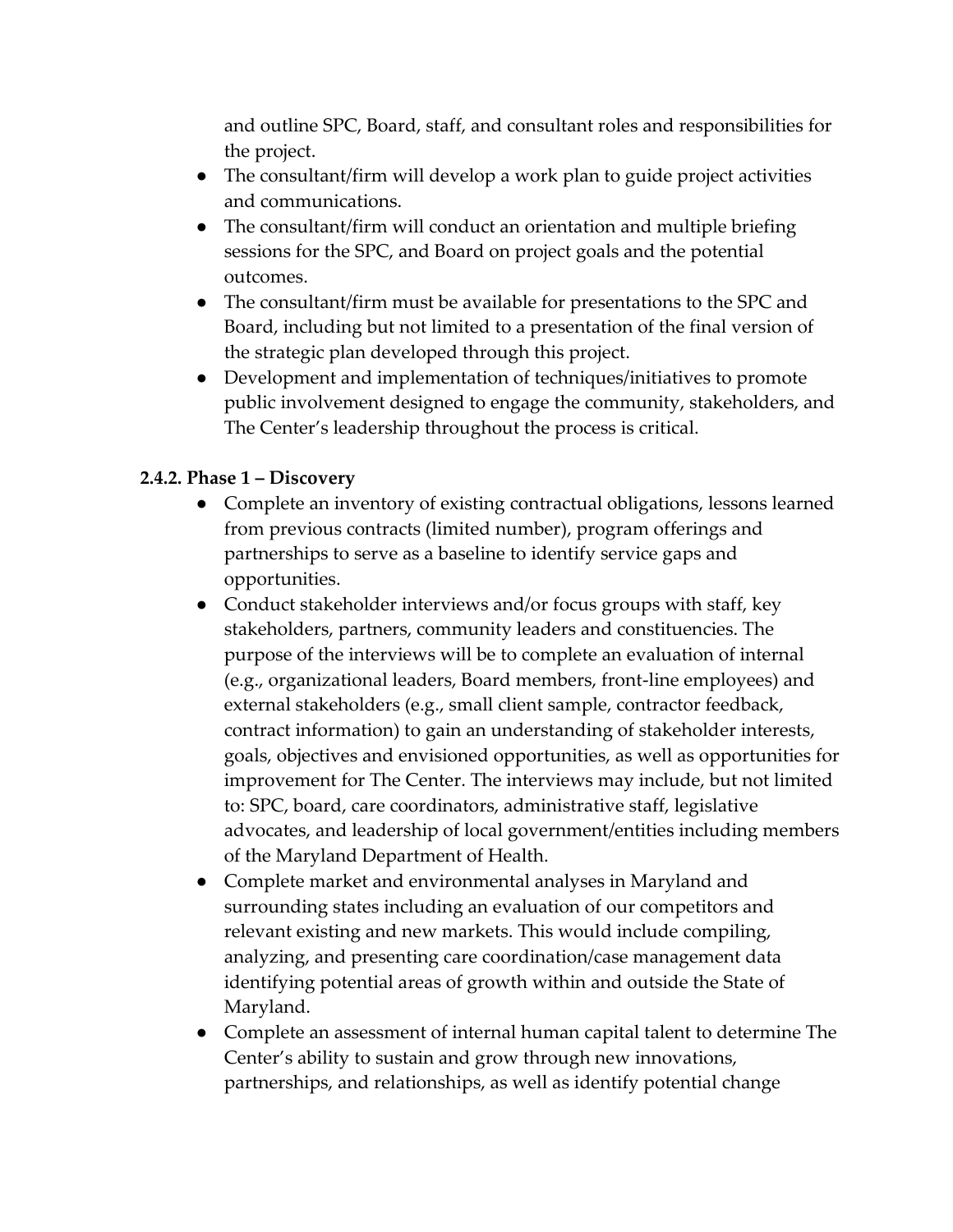and outline SPC, Board, staff, and consultant roles and responsibilities for the project.

- The consultant/firm will develop a work plan to guide project activities and communications.
- The consultant/firm will conduct an orientation and multiple briefing sessions for the SPC, and Board on project goals and the potential outcomes.
- The consultant/firm must be available for presentations to the SPC and Board, including but not limited to a presentation of the final version of the strategic plan developed through this project.
- Development and implementation of techniques/initiatives to promote public involvement designed to engage the community, stakeholders, and The Center's leadership throughout the process is critical.

### 2.4.2. Phase 1 – Discovery

- Complete an inventory of existing contractual obligations, lessons learned from previous contracts (limited number), program offerings and partnerships to serve as a baseline to identify service gaps and opportunities.
- Conduct stakeholder interviews and/or focus groups with staff, key stakeholders, partners, community leaders and constituencies. The purpose of the interviews will be to complete an evaluation of internal (e.g., organizational leaders, Board members, front-line employees) and external stakeholders (e.g., small client sample, contractor feedback, contract information) to gain an understanding of stakeholder interests, goals, objectives and envisioned opportunities, as well as opportunities for improvement for The Center. The interviews may include, but not limited to: SPC, board, care coordinators, administrative staff, legislative advocates, and leadership of local government/entities including members of the Maryland Department of Health.
- Complete market and environmental analyses in Maryland and surrounding states including an evaluation of our competitors and relevant existing and new markets. This would include compiling, analyzing, and presenting care coordination/case management data identifying potential areas of growth within and outside the State of Maryland.
- Complete an assessment of internal human capital talent to determine The Center's ability to sustain and grow through new innovations, partnerships, and relationships, as well as identify potential change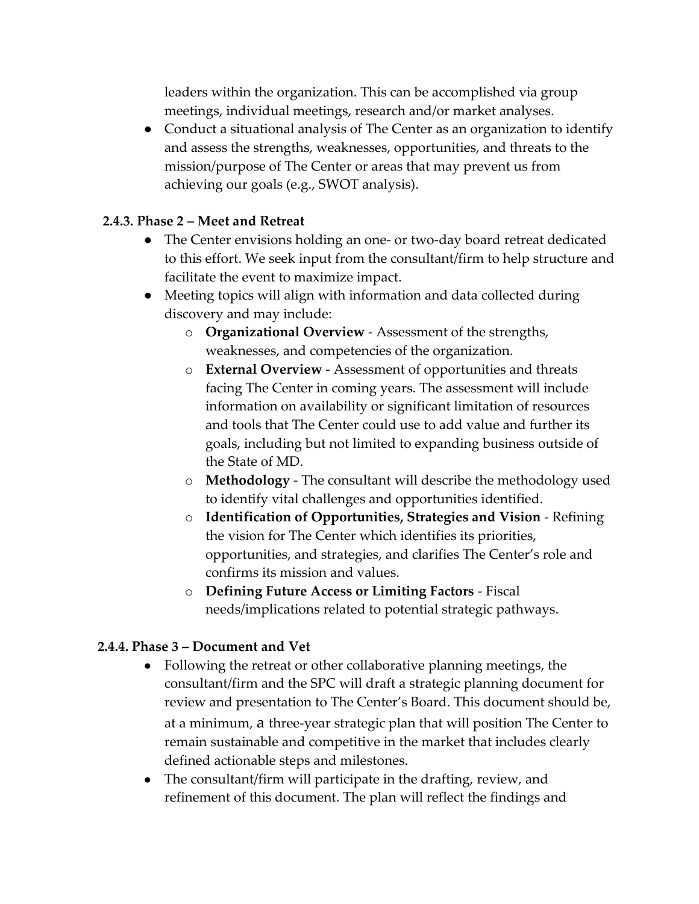leaders within the organization. This can be accomplished via group meetings, individual meetings, research and/or market analyses.

- Conduct a situational analysis of The Center as an organization to identify and assess the strengths, weaknesses, opportunities, and threats to the mission/purpose of The Center or areas that may prevent us from achieving our goals (e.g., SWOT analysis).

### 2.4.3. Phase 2 – Meet and Retreat

- The Center envisions holding an one- or two-day board retreat dedicated to this effort. We seek input from the consultant/firm to help structure and facilitate the event to maximize impact.
- Meeting topics will align with information and data collected during discovery and may include:
    - **Organizational Overview** - Assessment of the strengths, weaknesses, and competencies of the organization.
    - **External Overview** - Assessment of opportunities and threats facing The Center in coming years. The assessment will include information on availability or significant limitation of resources and tools that The Center could use to add value and further its goals, including but not limited to expanding business outside of the State of MD.
    - **Methodology** - The consultant will describe the methodology used to identify vital challenges and opportunities identified.
    - **Identification of Opportunities, Strategies and Vision** - Refining the vision for The Center which identifies its priorities, opportunities, and strategies, and clarifies The Center's role and confirms its mission and values.
    - **Defining Future Access or Limiting Factors** - Fiscal needs/implications related to potential strategic pathways.

### 2.4.4. Phase 3 – Document and Vet

- Following the retreat or other collaborative planning meetings, the consultant/firm and the SPC will draft a strategic planning document for review and presentation to The Center's Board. This document should be, at a minimum, a three-year strategic plan that will position The Center to remain sustainable and competitive in the market that includes clearly defined actionable steps and milestones.
- The consultant/firm will participate in the drafting, review, and refinement of this document. The plan will reflect the findings and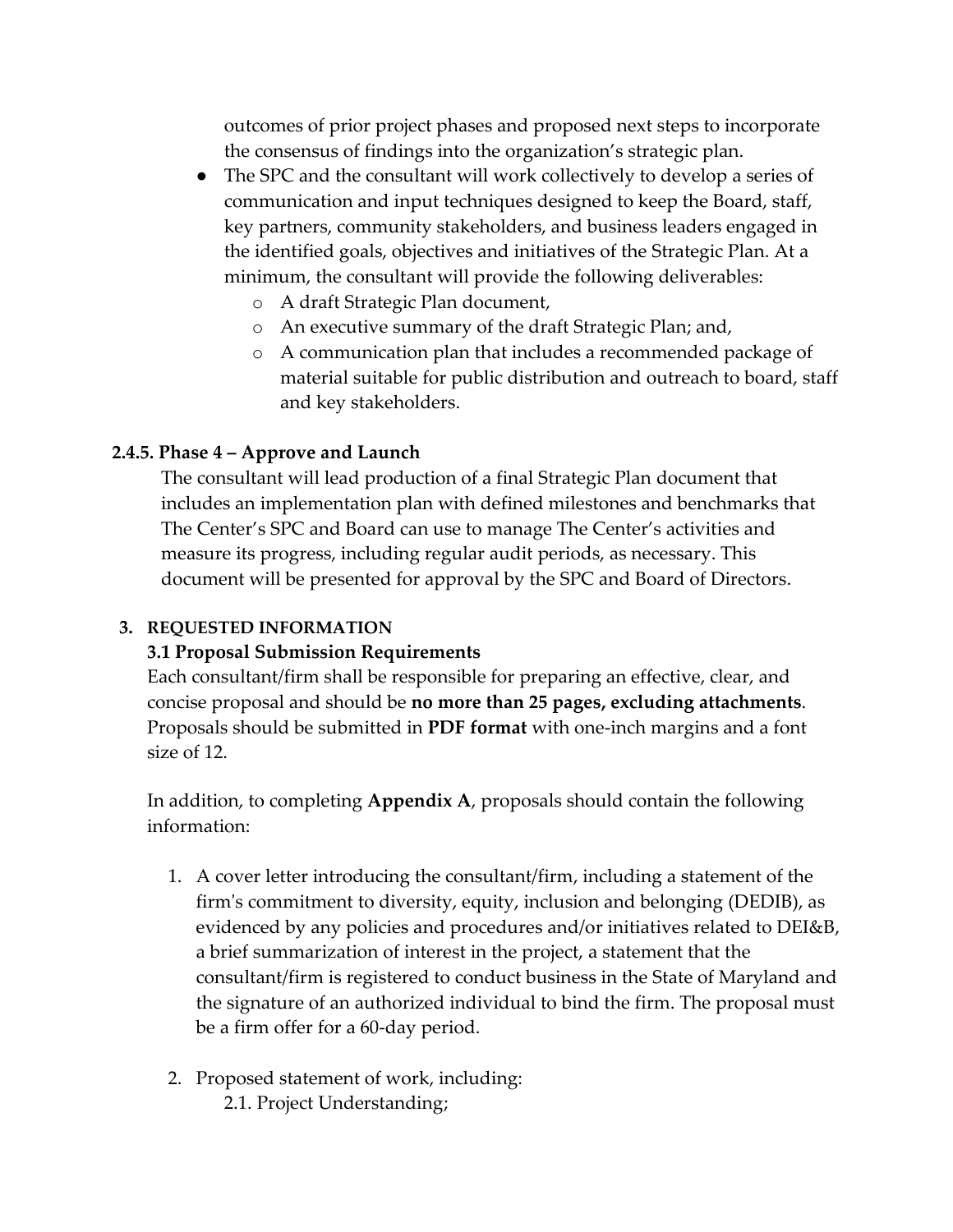outcomes of prior project phases and proposed next steps to incorporate the consensus of findings into the organization's strategic plan.

- The SPC and the consultant will work collectively to develop a series of communication and input techniques designed to keep the Board, staff, key partners, community stakeholders, and business leaders engaged in the identified goals, objectives and initiatives of the Strategic Plan. At a minimum, the consultant will provide the following deliverables:
  - A draft Strategic Plan document,
  - An executive summary of the draft Strategic Plan; and,
  - A communication plan that includes a recommended package of material suitable for public distribution and outreach to board, staff and key stakeholders.

#### 2.4.5. Phase 4 – Approve and Launch

The consultant will lead production of a final Strategic Plan document that includes an implementation plan with defined milestones and benchmarks that The Center's SPC and Board can use to manage The Center's activities and measure its progress, including regular audit periods, as necessary. This document will be presented for approval by the SPC and Board of Directors.

## 3. REQUESTED INFORMATION

### 3.1 Proposal Submission Requirements

Each consultant/firm shall be responsible for preparing an effective, clear, and concise proposal and should be **no more than 25 pages, excluding attachments**. Proposals should be submitted in **PDF format** with one-inch margins and a font size of 12.

In addition, to completing **Appendix A**, proposals should contain the following information:

1. A cover letter introducing the consultant/firm, including a statement of the firm's commitment to diversity, equity, inclusion and belonging (DEDIB), as evidenced by any policies and procedures and/or initiatives related to DEI&B, a brief summarization of interest in the project, a statement that the consultant/firm is registered to conduct business in the State of Maryland and the signature of an authorized individual to bind the firm. The proposal must be a firm offer for a 60-day period.

2. Proposed statement of work, including:
   2.1. Project Understanding;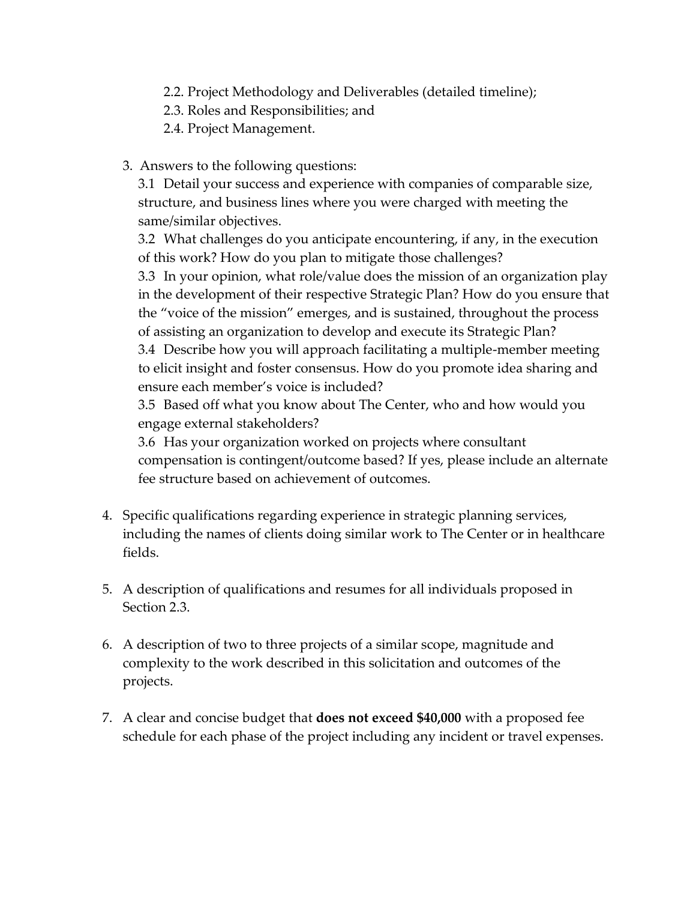2.2. Project Methodology and Deliverables (detailed timeline);
   2.3. Roles and Responsibilities; and
   2.4. Project Management.

3. Answers to the following questions:
   3.1 Detail your success and experience with companies of comparable size, structure, and business lines where you were charged with meeting the same/similar objectives.
   3.2 What challenges do you anticipate encountering, if any, in the execution of this work? How do you plan to mitigate those challenges?
   3.3 In your opinion, what role/value does the mission of an organization play in the development of their respective Strategic Plan? How do you ensure that the "voice of the mission" emerges, and is sustained, throughout the process of assisting an organization to develop and execute its Strategic Plan?
   3.4 Describe how you will approach facilitating a multiple-member meeting to elicit insight and foster consensus. How do you promote idea sharing and ensure each member's voice is included?
   3.5 Based off what you know about The Center, who and how would you engage external stakeholders?
   3.6 Has your organization worked on projects where consultant compensation is contingent/outcome based? If yes, please include an alternate fee structure based on achievement of outcomes.

4. Specific qualifications regarding experience in strategic planning services, including the names of clients doing similar work to The Center or in healthcare fields.

5. A description of qualifications and resumes for all individuals proposed in Section 2.3.

6. A description of two to three projects of a similar scope, magnitude and complexity to the work described in this solicitation and outcomes of the projects.

7. A clear and concise budget that **does not exceed $40,000** with a proposed fee schedule for each phase of the project including any incident or travel expenses.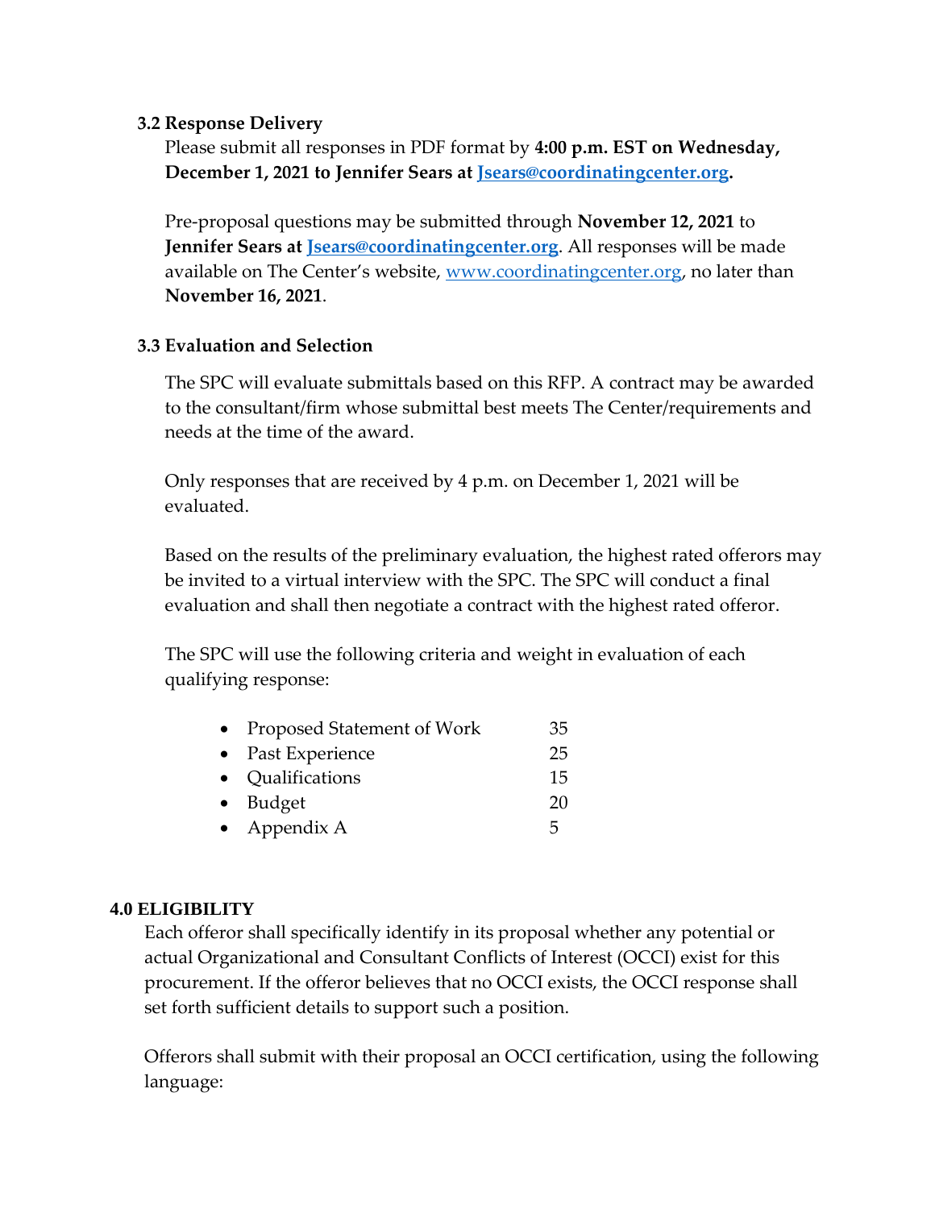### 3.2 Response Delivery

Please submit all responses in PDF format by **4:00 p.m. EST on Wednesday, December 1, 2021 to Jennifer Sears at [Jsears@coordinatingcenter.org](mailto:Jsears@coordinatingcenter.org).**

Pre-proposal questions may be submitted through **November 12, 2021** to **Jennifer Sears at [Jsears@coordinatingcenter.org](mailto:Jsears@coordinatingcenter.org)**. All responses will be made available on The Center's website, [www.coordinatingcenter.org](http://www.coordinatingcenter.org), no later than **November 16, 2021**.

### 3.3 Evaluation and Selection

The SPC will evaluate submittals based on this RFP. A contract may be awarded to the consultant/firm whose submittal best meets The Center/requirements and needs at the time of the award.

Only responses that are received by 4 p.m. on December 1, 2021 will be evaluated.

Based on the results of the preliminary evaluation, the highest rated offerors may be invited to a virtual interview with the SPC. The SPC will conduct a final evaluation and shall then negotiate a contract with the highest rated offeror.

The SPC will use the following criteria and weight in evaluation of each qualifying response:

- Proposed Statement of Work 35
- Past Experience 25
- Qualifications 15
- Budget 20
- Appendix A 5

## 4.0 ELIGIBILITY

Each offeror shall specifically identify in its proposal whether any potential or actual Organizational and Consultant Conflicts of Interest (OCCI) exist for this procurement. If the offeror believes that no OCCI exists, the OCCI response shall set forth sufficient details to support such a position.

Offerors shall submit with their proposal an OCCI certification, using the following language: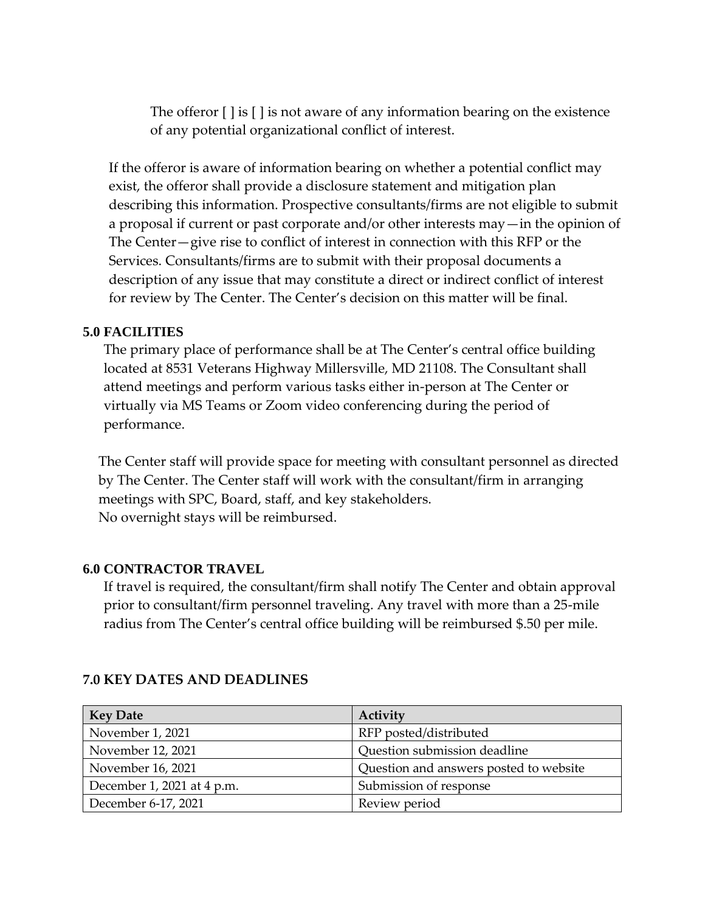The offeror [ ] is [ ] is not aware of any information bearing on the existence of any potential organizational conflict of interest.

If the offeror is aware of information bearing on whether a potential conflict may exist, the offeror shall provide a disclosure statement and mitigation plan describing this information. Prospective consultants/firms are not eligible to submit a proposal if current or past corporate and/or other interests may—in the opinion of The Center—give rise to conflict of interest in connection with this RFP or the Services. Consultants/firms are to submit with their proposal documents a description of any issue that may constitute a direct or indirect conflict of interest for review by The Center. The Center's decision on this matter will be final.

## 5.0 FACILITIES

The primary place of performance shall be at The Center's central office building located at 8531 Veterans Highway Millersville, MD 21108. The Consultant shall attend meetings and perform various tasks either in-person at The Center or virtually via MS Teams or Zoom video conferencing during the period of performance.

The Center staff will provide space for meeting with consultant personnel as directed by The Center. The Center staff will work with the consultant/firm in arranging meetings with SPC, Board, staff, and key stakeholders.
No overnight stays will be reimbursed.

## 6.0 CONTRACTOR TRAVEL

If travel is required, the consultant/firm shall notify The Center and obtain approval prior to consultant/firm personnel traveling. Any travel with more than a 25-mile radius from The Center's central office building will be reimbursed $.50 per mile.

## 7.0 KEY DATES AND DEADLINES

| Key Date | Activity |
|---|---|
| November 1, 2021 | RFP posted/distributed |
| November 12, 2021 | Question submission deadline |
| November 16, 2021 | Question and answers posted to website |
| December 1, 2021 at 4 p.m. | Submission of response |
| December 6-17, 2021 | Review period |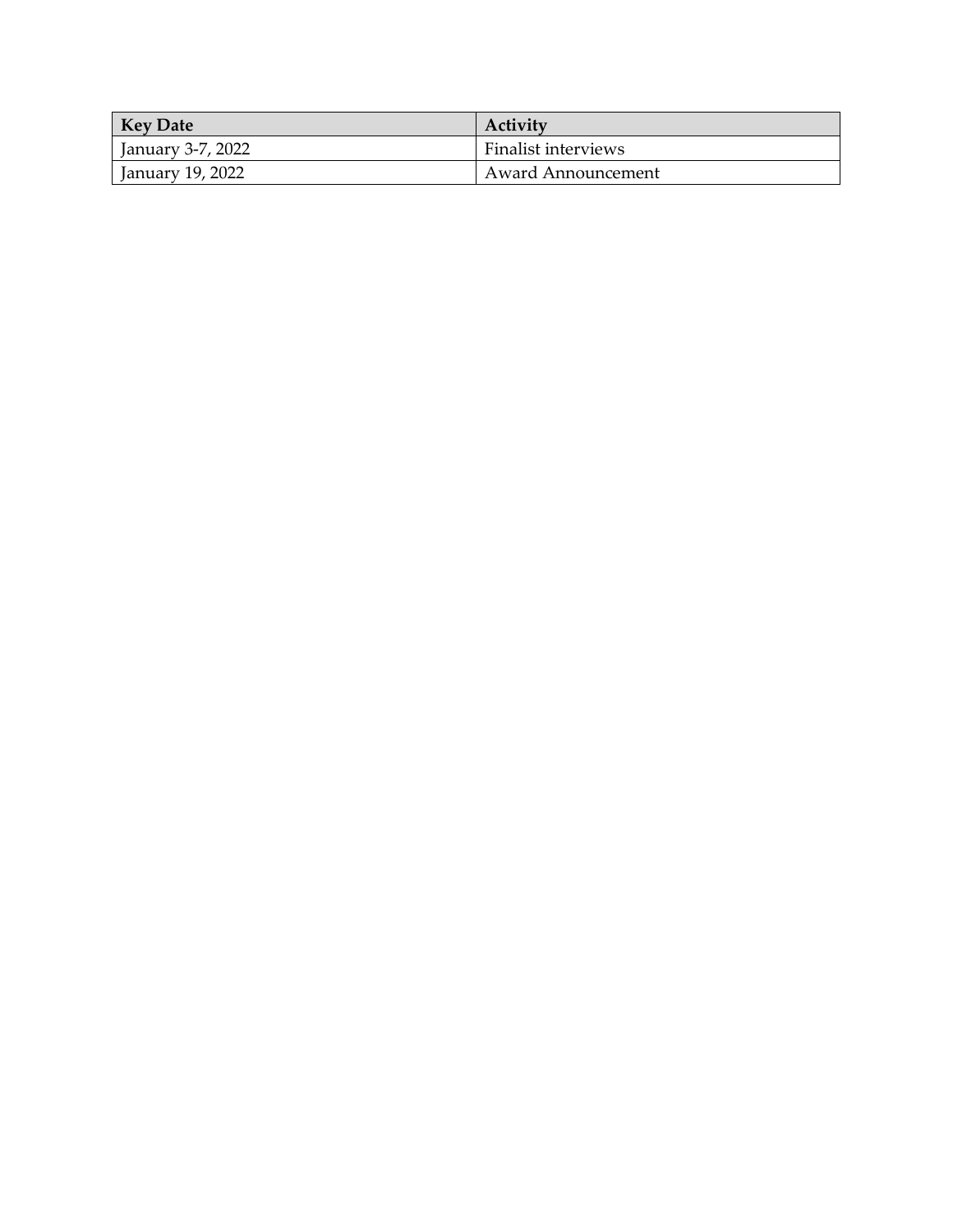| Key Date | Activity |
| --- | --- |
| January 3-7, 2022 | Finalist interviews |
| January 19, 2022 | Award Announcement |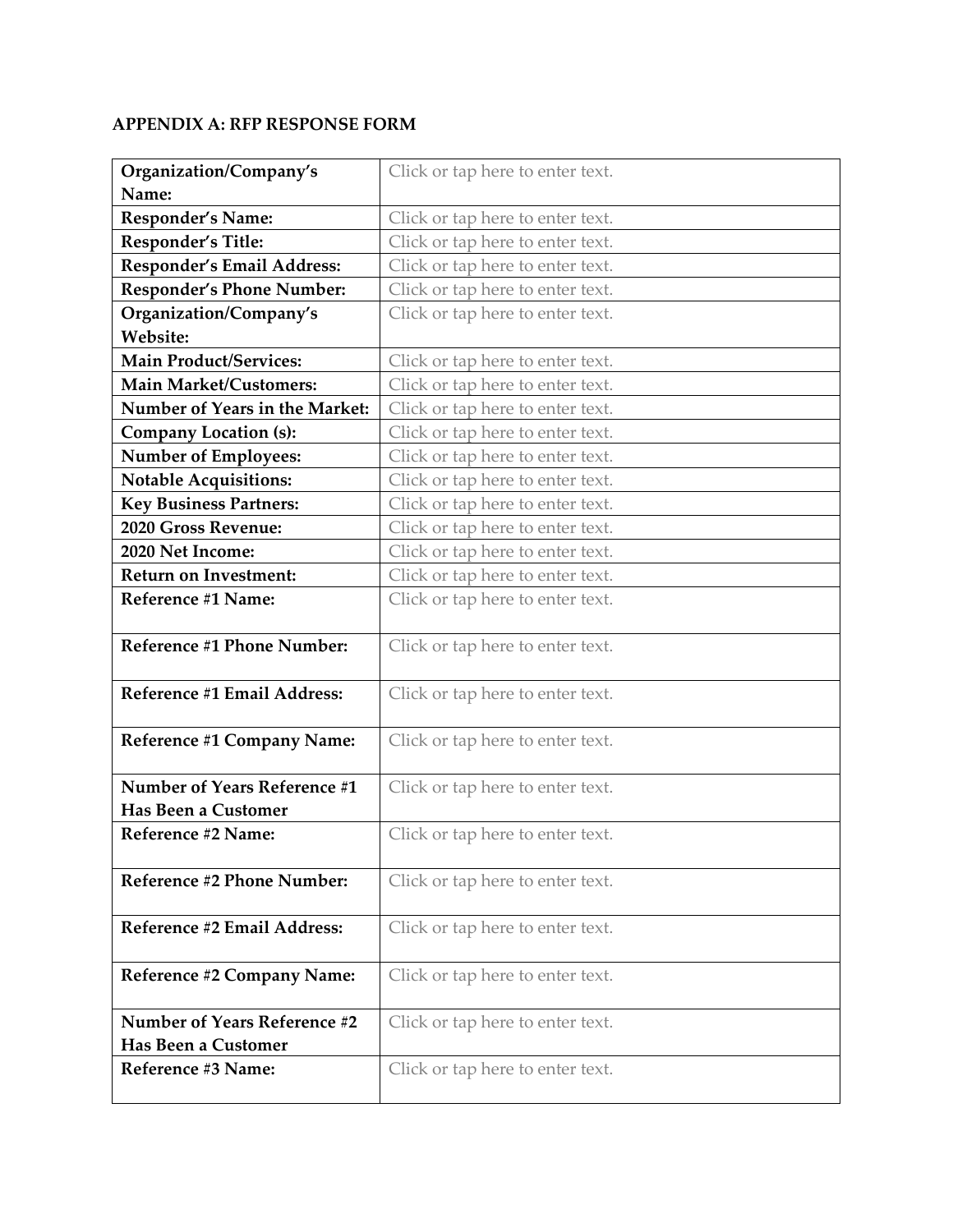**APPENDIX A: RFP RESPONSE FORM**

| Organization/Company's Name: | Click or tap here to enter text. |
|---|---|
| **Responder's Name:** | Click or tap here to enter text. |
| **Responder's Title:** | Click or tap here to enter text. |
| **Responder's Email Address:** | Click or tap here to enter text. |
| **Responder's Phone Number:** | Click or tap here to enter text. |
| **Organization/Company's Website:** | Click or tap here to enter text. |
| **Main Product/Services:** | Click or tap here to enter text. |
| **Main Market/Customers:** | Click or tap here to enter text. |
| **Number of Years in the Market:** | Click or tap here to enter text. |
| **Company Location (s):** | Click or tap here to enter text. |
| **Number of Employees:** | Click or tap here to enter text. |
| **Notable Acquisitions:** | Click or tap here to enter text. |
| **Key Business Partners:** | Click or tap here to enter text. |
| **2020 Gross Revenue:** | Click or tap here to enter text. |
| **2020 Net Income:** | Click or tap here to enter text. |
| **Return on Investment:** | Click or tap here to enter text. |
| **Reference #1 Name:** | Click or tap here to enter text. |
| **Reference #1 Phone Number:** | Click or tap here to enter text. |
| **Reference #1 Email Address:** | Click or tap here to enter text. |
| **Reference #1 Company Name:** | Click or tap here to enter text. |
| **Number of Years Reference #1 Has Been a Customer** | Click or tap here to enter text. |
| **Reference #2 Name:** | Click or tap here to enter text. |
| **Reference #2 Phone Number:** | Click or tap here to enter text. |
| **Reference #2 Email Address:** | Click or tap here to enter text. |
| **Reference #2 Company Name:** | Click or tap here to enter text. |
| **Number of Years Reference #2 Has Been a Customer** | Click or tap here to enter text. |
| **Reference #3 Name:** | Click or tap here to enter text. |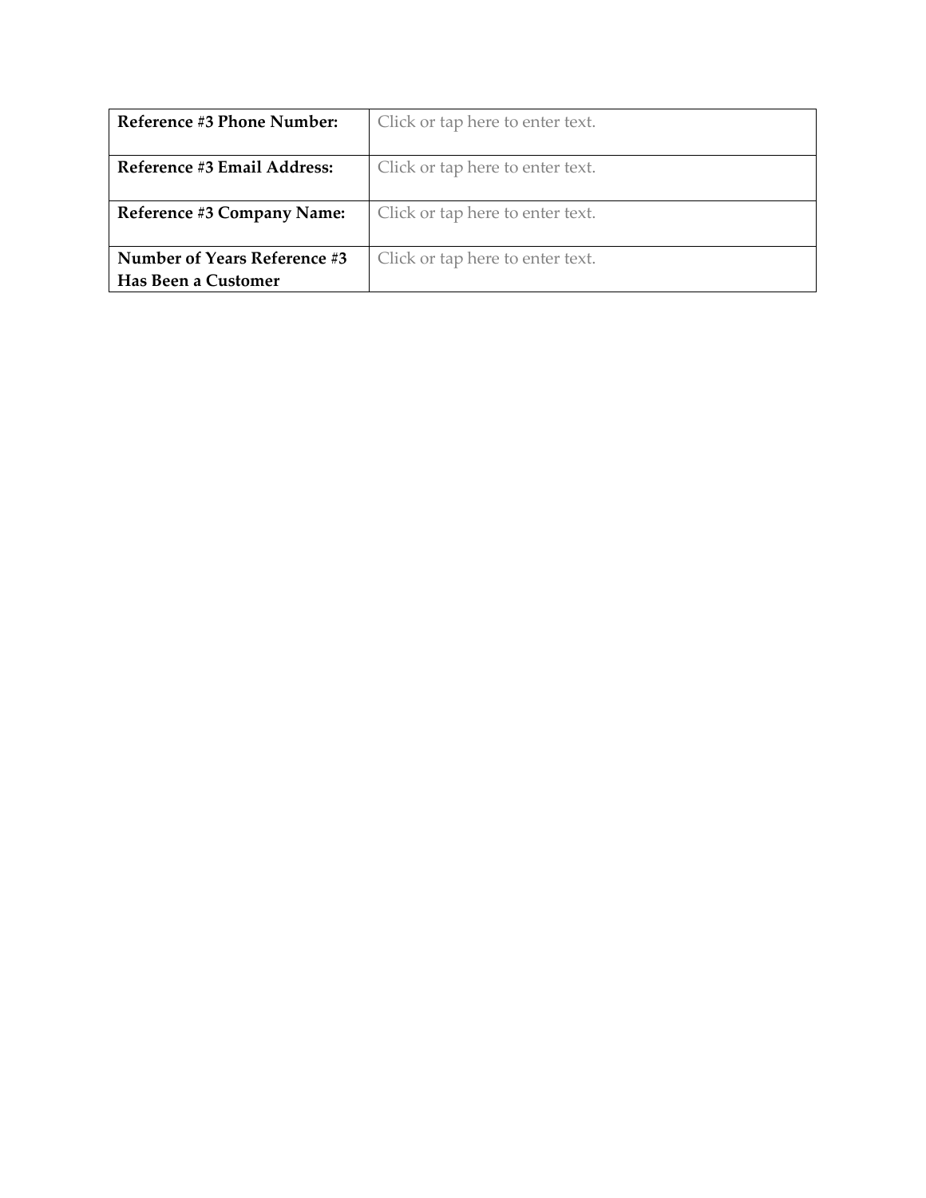| | |
|---|---|
| **Reference #3 Phone Number:** | Click or tap here to enter text. |
| **Reference #3 Email Address:** | Click or tap here to enter text. |
| **Reference #3 Company Name:** | Click or tap here to enter text. |
| **Number of Years Reference #3 Has Been a Customer** | Click or tap here to enter text. |